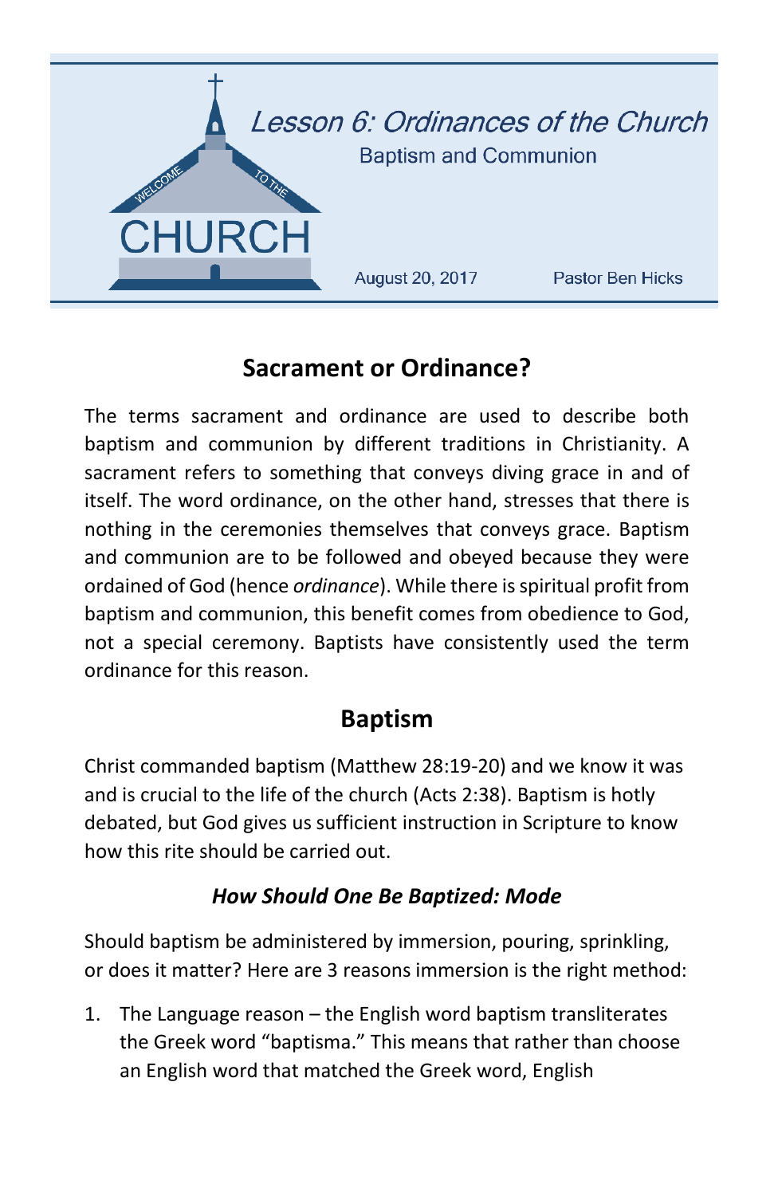# Lesson 6: Ordinances of the Church

Baptism and Communion

August 20, 2017 Pastor Ben Hicks

## Sacrament or Ordinance?

The terms sacrament and ordinance are used to describe both baptism and communion by different traditions in Christianity. A sacrament refers to something that conveys diving grace in and of itself. The word ordinance, on the other hand, stresses that there is nothing in the ceremonies themselves that conveys grace. Baptism and communion are to be followed and obeyed because they were ordained of God (hence *ordinance*). While there is spiritual profit from baptism and communion, this benefit comes from obedience to God, not a special ceremony. Baptists have consistently used the term ordinance for this reason.

## Baptism

Christ commanded baptism (Matthew 28:19-20) and we know it was and is crucial to the life of the church (Acts 2:38). Baptism is hotly debated, but God gives us sufficient instruction in Scripture to know how this rite should be carried out.

### *How Should One Be Baptized: Mode*

Should baptism be administered by immersion, pouring, sprinkling, or does it matter? Here are 3 reasons immersion is the right method:

1. The Language reason – the English word baptism transliterates the Greek word "baptisma." This means that rather than choose an English word that matched the Greek word, English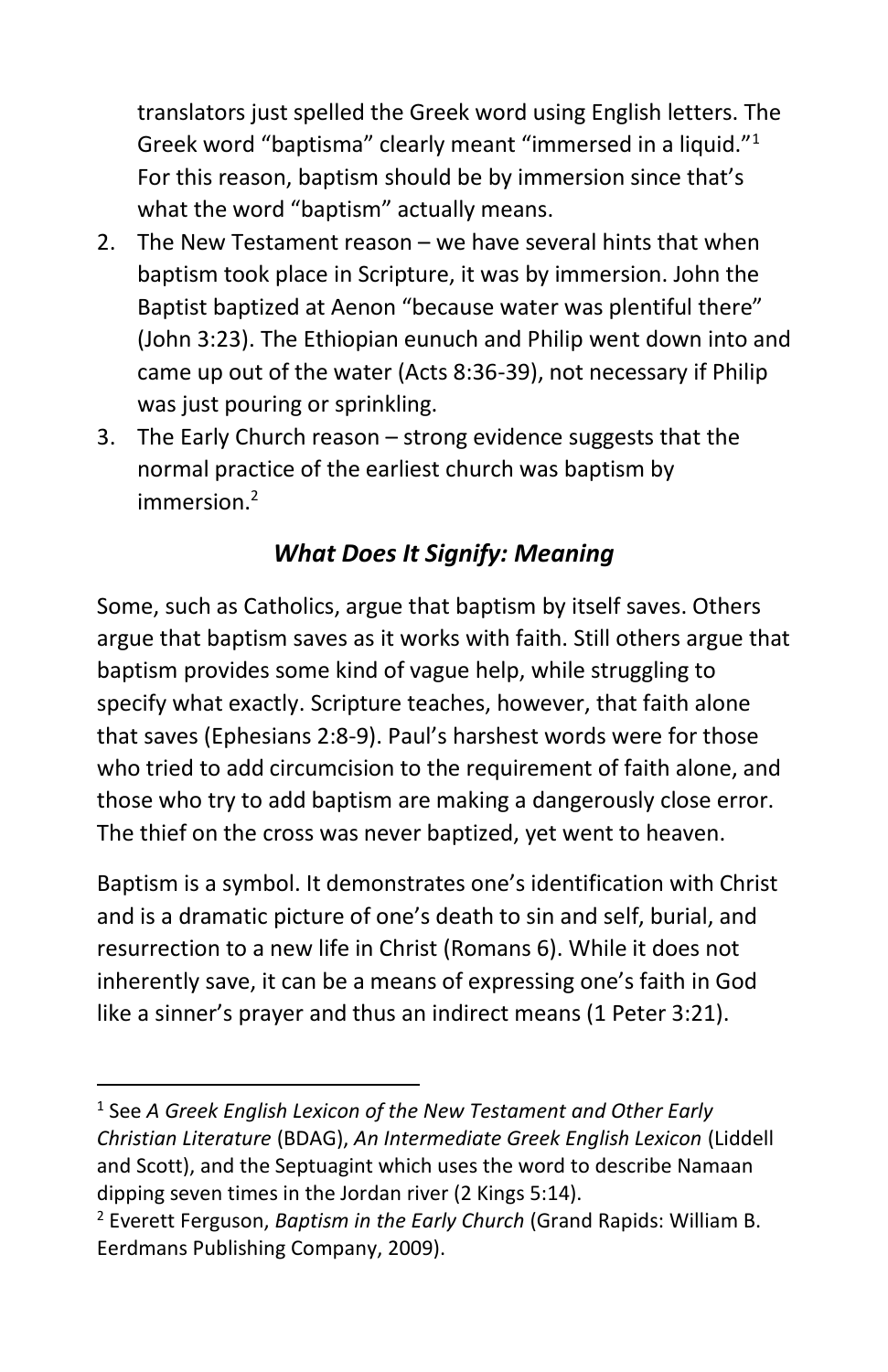translators just spelled the Greek word using English letters. The Greek word "baptisma" clearly meant "immersed in a liquid."[1] For this reason, baptism should be by immersion since that's what the word "baptism" actually means.

2. The New Testament reason – we have several hints that when baptism took place in Scripture, it was by immersion. John the Baptist baptized at Aenon "because water was plentiful there" (John 3:23). The Ethiopian eunuch and Philip went down into and came up out of the water (Acts 8:36-39), not necessary if Philip was just pouring or sprinkling.
3. The Early Church reason – strong evidence suggests that the normal practice of the earliest church was baptism by immersion.[2]

### *What Does It Signify: Meaning*

Some, such as Catholics, argue that baptism by itself saves. Others argue that baptism saves as it works with faith. Still others argue that baptism provides some kind of vague help, while struggling to specify what exactly. Scripture teaches, however, that faith alone that saves (Ephesians 2:8-9). Paul's harshest words were for those who tried to add circumcision to the requirement of faith alone, and those who try to add baptism are making a dangerously close error. The thief on the cross was never baptized, yet went to heaven.

Baptism is a symbol. It demonstrates one's identification with Christ and is a dramatic picture of one's death to sin and self, burial, and resurrection to a new life in Christ (Romans 6). While it does not inherently save, it can be a means of expressing one's faith in God like a sinner's prayer and thus an indirect means (1 Peter 3:21).

---

[1] See *A Greek English Lexicon of the New Testament and Other Early Christian Literature* (BDAG), *An Intermediate Greek English Lexicon* (Liddell and Scott), and the Septuagint which uses the word to describe Namaan dipping seven times in the Jordan river (2 Kings 5:14).

[2] Everett Ferguson, *Baptism in the Early Church* (Grand Rapids: William B. Eerdmans Publishing Company, 2009).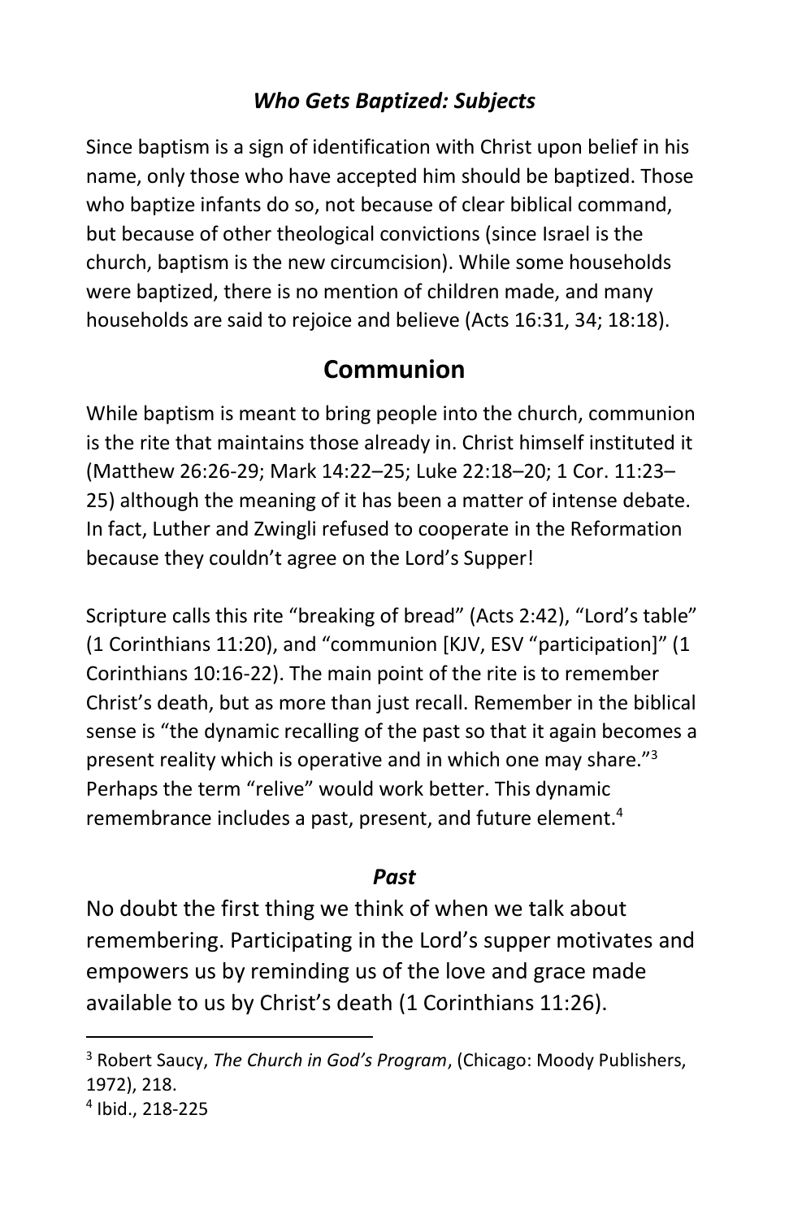### *Who Gets Baptized: Subjects*

Since baptism is a sign of identification with Christ upon belief in his name, only those who have accepted him should be baptized. Those who baptize infants do so, not because of clear biblical command, but because of other theological convictions (since Israel is the church, baptism is the new circumcision). While some households were baptized, there is no mention of children made, and many households are said to rejoice and believe (Acts 16:31, 34; 18:18).

## Communion

While baptism is meant to bring people into the church, communion is the rite that maintains those already in. Christ himself instituted it (Matthew 26:26-29; Mark 14:22–25; Luke 22:18–20; 1 Cor. 11:23–25) although the meaning of it has been a matter of intense debate. In fact, Luther and Zwingli refused to cooperate in the Reformation because they couldn't agree on the Lord's Supper!

Scripture calls this rite "breaking of bread" (Acts 2:42), "Lord's table" (1 Corinthians 11:20), and "communion [KJV, ESV "participation]" (1 Corinthians 10:16-22). The main point of the rite is to remember Christ's death, but as more than just recall. Remember in the biblical sense is "the dynamic recalling of the past so that it again becomes a present reality which is operative and in which one may share."[3] Perhaps the term "relive" would work better. This dynamic remembrance includes a past, present, and future element.[4]

### *Past*

No doubt the first thing we think of when we talk about remembering. Participating in the Lord's supper motivates and empowers us by reminding us of the love and grace made available to us by Christ's death (1 Corinthians 11:26).

---

[3] Robert Saucy, *The Church in God's Program*, (Chicago: Moody Publishers, 1972), 218.

[4] Ibid., 218-225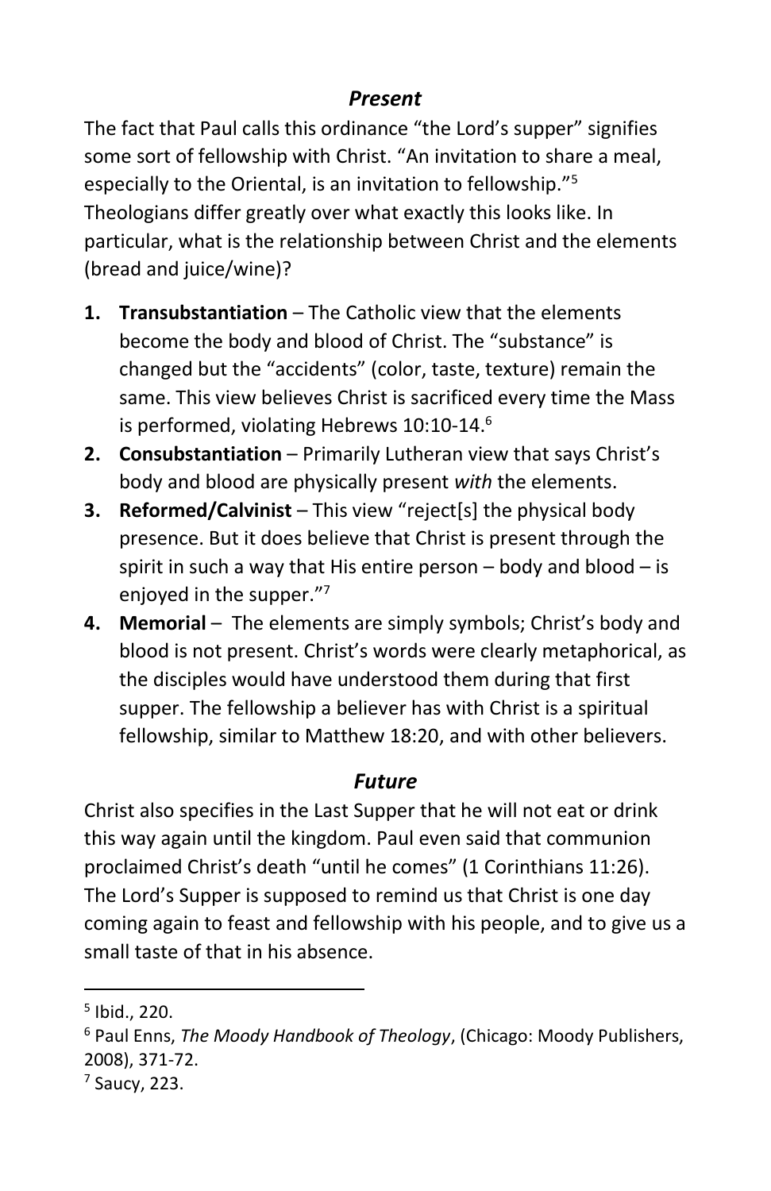### *Present*

The fact that Paul calls this ordinance “the Lord’s supper” signifies some sort of fellowship with Christ. “An invitation to share a meal, especially to the Oriental, is an invitation to fellowship.”[5] Theologians differ greatly over what exactly this looks like. In particular, what is the relationship between Christ and the elements (bread and juice/wine)?

1. **Transubstantiation** – The Catholic view that the elements become the body and blood of Christ. The “substance” is changed but the “accidents” (color, taste, texture) remain the same. This view believes Christ is sacrificed every time the Mass is performed, violating Hebrews 10:10-14.[6]
2. **Consubstantiation** – Primarily Lutheran view that says Christ’s body and blood are physically present *with* the elements.
3. **Reformed/Calvinist** – This view “reject[s] the physical body presence. But it does believe that Christ is present through the spirit in such a way that His entire person – body and blood – is enjoyed in the supper.”[7]
4. **Memorial** – The elements are simply symbols; Christ’s body and blood is not present. Christ’s words were clearly metaphorical, as the disciples would have understood them during that first supper. The fellowship a believer has with Christ is a spiritual fellowship, similar to Matthew 18:20, and with other believers.

### *Future*

Christ also specifies in the Last Supper that he will not eat or drink this way again until the kingdom. Paul even said that communion proclaimed Christ’s death “until he comes” (1 Corinthians 11:26). The Lord’s Supper is supposed to remind us that Christ is one day coming again to feast and fellowship with his people, and to give us a small taste of that in his absence.

---

[5] Ibid., 220.

[6] Paul Enns, *The Moody Handbook of Theology*, (Chicago: Moody Publishers, 2008), 371-72.

[7] Saucy, 223.